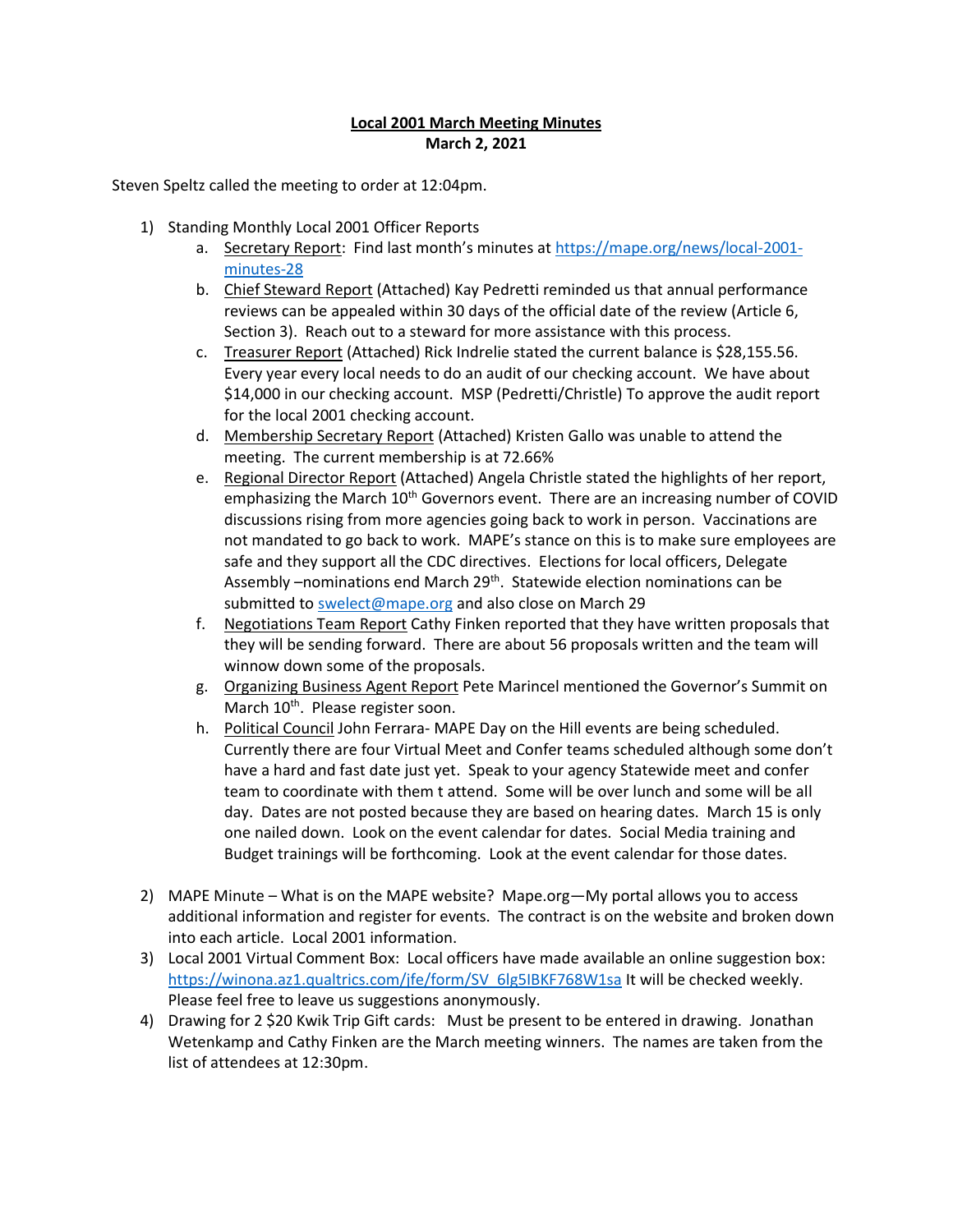# Local 2001 March Meeting Minutes
**March 2, 2021**

Steven Speltz called the meeting to order at 12:04pm.

1) Standing Monthly Local 2001 Officer Reports
   a. Secretary Report: Find last month's minutes at https://mape.org/news/local-2001-minutes-28
   b. Chief Steward Report (Attached) Kay Pedretti reminded us that annual performance reviews can be appealed within 30 days of the official date of the review (Article 6, Section 3). Reach out to a steward for more assistance with this process.
   c. Treasurer Report (Attached) Rick Indrelie stated the current balance is $28,155.56. Every year every local needs to do an audit of our checking account. We have about $14,000 in our checking account. MSP (Pedretti/Christle) To approve the audit report for the local 2001 checking account.
   d. Membership Secretary Report (Attached) Kristen Gallo was unable to attend the meeting. The current membership is at 72.66%
   e. Regional Director Report (Attached) Angela Christle stated the highlights of her report, emphasizing the March 10th Governors event. There are an increasing number of COVID discussions rising from more agencies going back to work in person. Vaccinations are not mandated to go back to work. MAPE's stance on this is to make sure employees are safe and they support all the CDC directives. Elections for local officers, Delegate Assembly –nominations end March 29th. Statewide election nominations can be submitted to swelect@mape.org and also close on March 29
   f. Negotiations Team Report Cathy Finken reported that they have written proposals that they will be sending forward. There are about 56 proposals written and the team will winnow down some of the proposals.
   g. Organizing Business Agent Report Pete Marincel mentioned the Governor's Summit on March 10th. Please register soon.
   h. Political Council John Ferrara- MAPE Day on the Hill events are being scheduled. Currently there are four Virtual Meet and Confer teams scheduled although some don't have a hard and fast date just yet. Speak to your agency Statewide meet and confer team to coordinate with them t attend. Some will be over lunch and some will be all day. Dates are not posted because they are based on hearing dates. March 15 is only one nailed down. Look on the event calendar for dates. Social Media training and Budget trainings will be forthcoming. Look at the event calendar for those dates.

2) MAPE Minute – What is on the MAPE website? Mape.org—My portal allows you to access additional information and register for events. The contract is on the website and broken down into each article. Local 2001 information.
3) Local 2001 Virtual Comment Box: Local officers have made available an online suggestion box: https://winona.az1.qualtrics.com/jfe/form/SV_6lg5IBKF768W1sa It will be checked weekly. Please feel free to leave us suggestions anonymously.
4) Drawing for 2 $20 Kwik Trip Gift cards: Must be present to be entered in drawing. Jonathan Wetenkamp and Cathy Finken are the March meeting winners. The names are taken from the list of attendees at 12:30pm.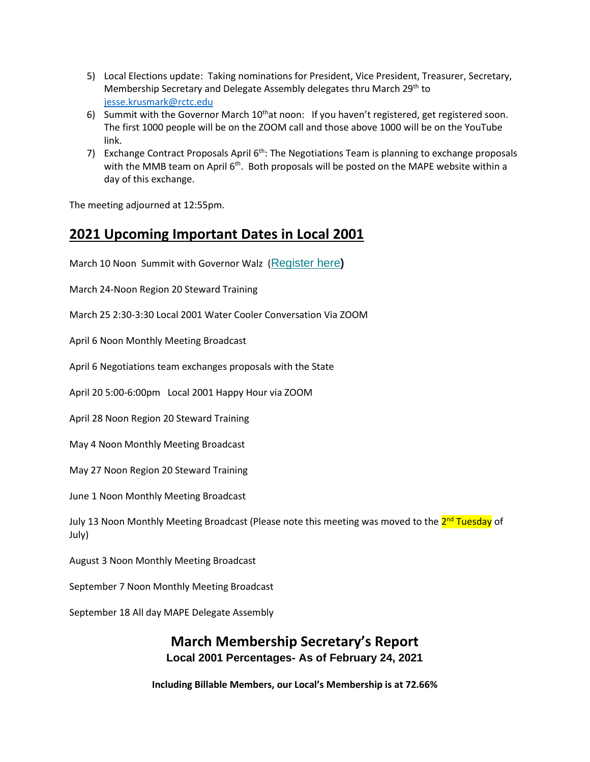5) Local Elections update: Taking nominations for President, Vice President, Treasurer, Secretary, Membership Secretary and Delegate Assembly delegates thru March 29th to jesse.krusmark@rctc.edu
6) Summit with the Governor March 10th at noon: If you haven't registered, get registered soon. The first 1000 people will be on the ZOOM call and those above 1000 will be on the YouTube link.
7) Exchange Contract Proposals April 6th: The Negotiations Team is planning to exchange proposals with the MMB team on April 6th. Both proposals will be posted on the MAPE website within a day of this exchange.

The meeting adjourned at 12:55pm.

## 2021 Upcoming Important Dates in Local 2001

March 10 Noon Summit with Governor Walz (Register here)

March 24-Noon Region 20 Steward Training

March 25 2:30-3:30 Local 2001 Water Cooler Conversation Via ZOOM

April 6 Noon Monthly Meeting Broadcast

April 6 Negotiations team exchanges proposals with the State

April 20 5:00-6:00pm Local 2001 Happy Hour via ZOOM

April 28 Noon Region 20 Steward Training

May 4 Noon Monthly Meeting Broadcast

May 27 Noon Region 20 Steward Training

June 1 Noon Monthly Meeting Broadcast

July 13 Noon Monthly Meeting Broadcast (Please note this meeting was moved to the 2nd Tuesday of July)

August 3 Noon Monthly Meeting Broadcast

September 7 Noon Monthly Meeting Broadcast

September 18 All day MAPE Delegate Assembly

## March Membership Secretary's Report

### Local 2001 Percentages- As of February 24, 2021

**Including Billable Members, our Local's Membership is at 72.66%**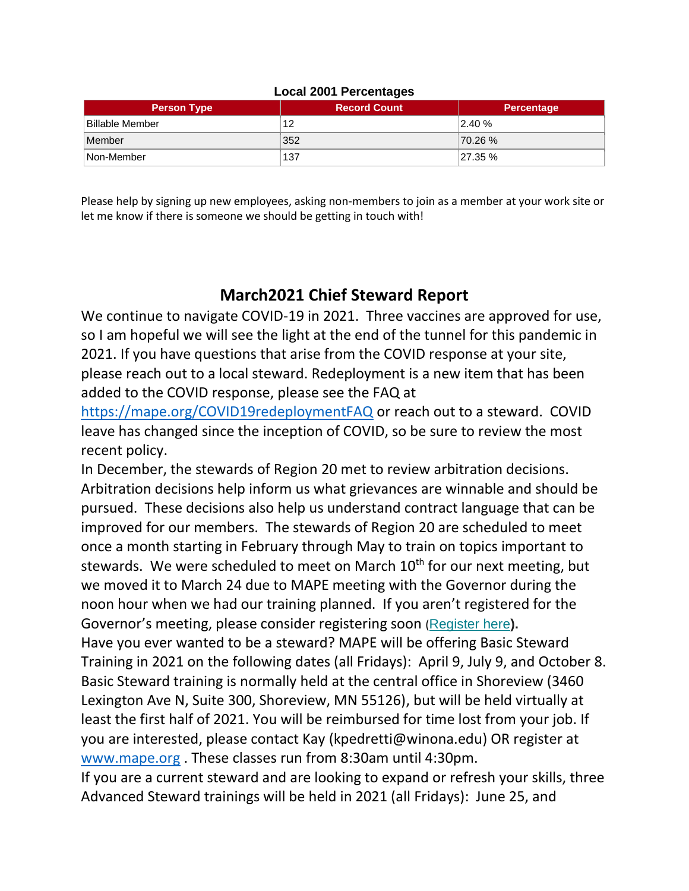**Local 2001 Percentages**

| Person Type | Record Count | Percentage |
|---|---|---|
| Billable Member | 12 | 2.40 % |
| Member | 352 | 70.26 % |
| Non-Member | 137 | 27.35 % |

Please help by signing up new employees, asking non-members to join as a member at your work site or let me know if there is someone we should be getting in touch with!

## March2021 Chief Steward Report

We continue to navigate COVID-19 in 2021. Three vaccines are approved for use, so I am hopeful we will see the light at the end of the tunnel for this pandemic in 2021. If you have questions that arise from the COVID response at your site, please reach out to a local steward. Redeployment is a new item that has been added to the COVID response, please see the FAQ at https://mape.org/COVID19redeploymentFAQ or reach out to a steward. COVID leave has changed since the inception of COVID, so be sure to review the most recent policy.

In December, the stewards of Region 20 met to review arbitration decisions. Arbitration decisions help inform us what grievances are winnable and should be pursued. These decisions also help us understand contract language that can be improved for our members. The stewards of Region 20 are scheduled to meet once a month starting in February through May to train on topics important to stewards. We were scheduled to meet on March 10th for our next meeting, but we moved it to March 24 due to MAPE meeting with the Governor during the noon hour when we had our training planned. If you aren't registered for the Governor's meeting, please consider registering soon (Register here**).**

Have you ever wanted to be a steward? MAPE will be offering Basic Steward Training in 2021 on the following dates (all Fridays): April 9, July 9, and October 8. Basic Steward training is normally held at the central office in Shoreview (3460 Lexington Ave N, Suite 300, Shoreview, MN 55126), but will be held virtually at least the first half of 2021. You will be reimbursed for time lost from your job. If you are interested, please contact Kay (kpedretti@winona.edu) OR register at www.mape.org . These classes run from 8:30am until 4:30pm.

If you are a current steward and are looking to expand or refresh your skills, three Advanced Steward trainings will be held in 2021 (all Fridays): June 25, and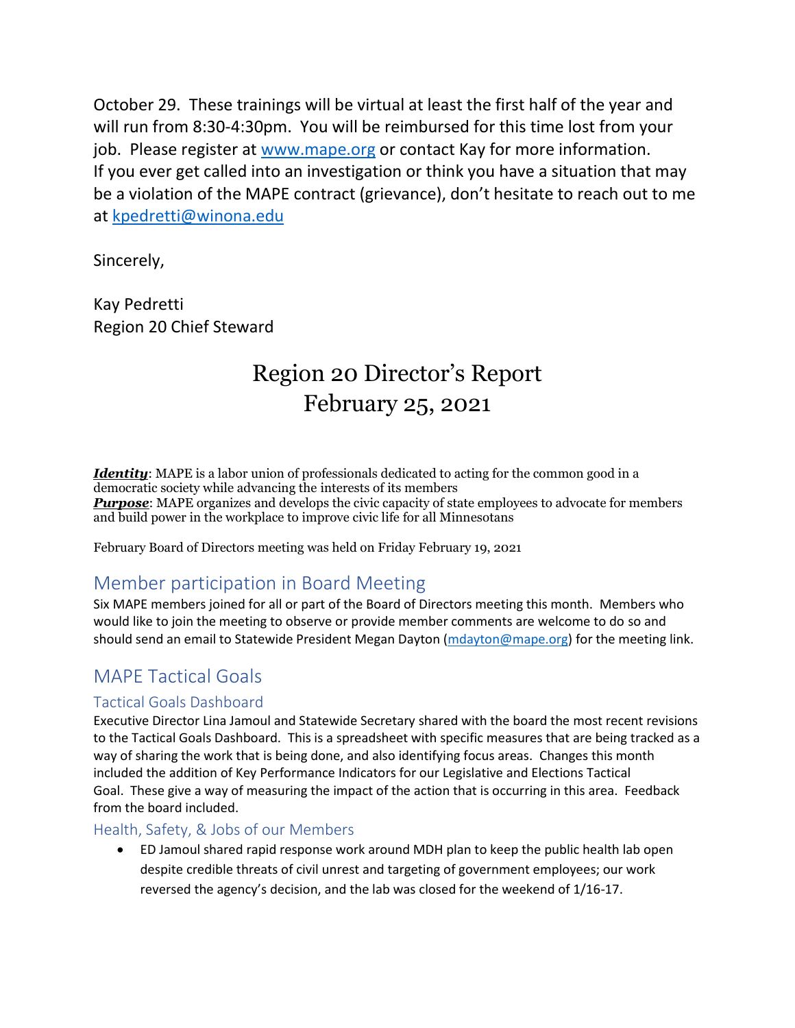October 29. These trainings will be virtual at least the first half of the year and will run from 8:30-4:30pm. You will be reimbursed for this time lost from your job. Please register at [www.mape.org](http://www.mape.org) or contact Kay for more information.
If you ever get called into an investigation or think you have a situation that may be a violation of the MAPE contract (grievance), don't hesitate to reach out to me at [kpedretti@winona.edu](mailto:kpedretti@winona.edu)

Sincerely,

Kay Pedretti
Region 20 Chief Steward

# Region 20 Director's Report
# February 25, 2021

***Identity***: MAPE is a labor union of professionals dedicated to acting for the common good in a democratic society while advancing the interests of its members
***Purpose***: MAPE organizes and develops the civic capacity of state employees to advocate for members and build power in the workplace to improve civic life for all Minnesotans

February Board of Directors meeting was held on Friday February 19, 2021

## Member participation in Board Meeting

Six MAPE members joined for all or part of the Board of Directors meeting this month. Members who would like to join the meeting to observe or provide member comments are welcome to do so and should send an email to Statewide President Megan Dayton ([mdayton@mape.org](mailto:mdayton@mape.org)) for the meeting link.

## MAPE Tactical Goals

### Tactical Goals Dashboard

Executive Director Lina Jamoul and Statewide Secretary shared with the board the most recent revisions to the Tactical Goals Dashboard. This is a spreadsheet with specific measures that are being tracked as a way of sharing the work that is being done, and also identifying focus areas. Changes this month included the addition of Key Performance Indicators for our Legislative and Elections Tactical Goal. These give a way of measuring the impact of the action that is occurring in this area. Feedback from the board included.

### Health, Safety, & Jobs of our Members

- ED Jamoul shared rapid response work around MDH plan to keep the public health lab open despite credible threats of civil unrest and targeting of government employees; our work reversed the agency's decision, and the lab was closed for the weekend of 1/16-17.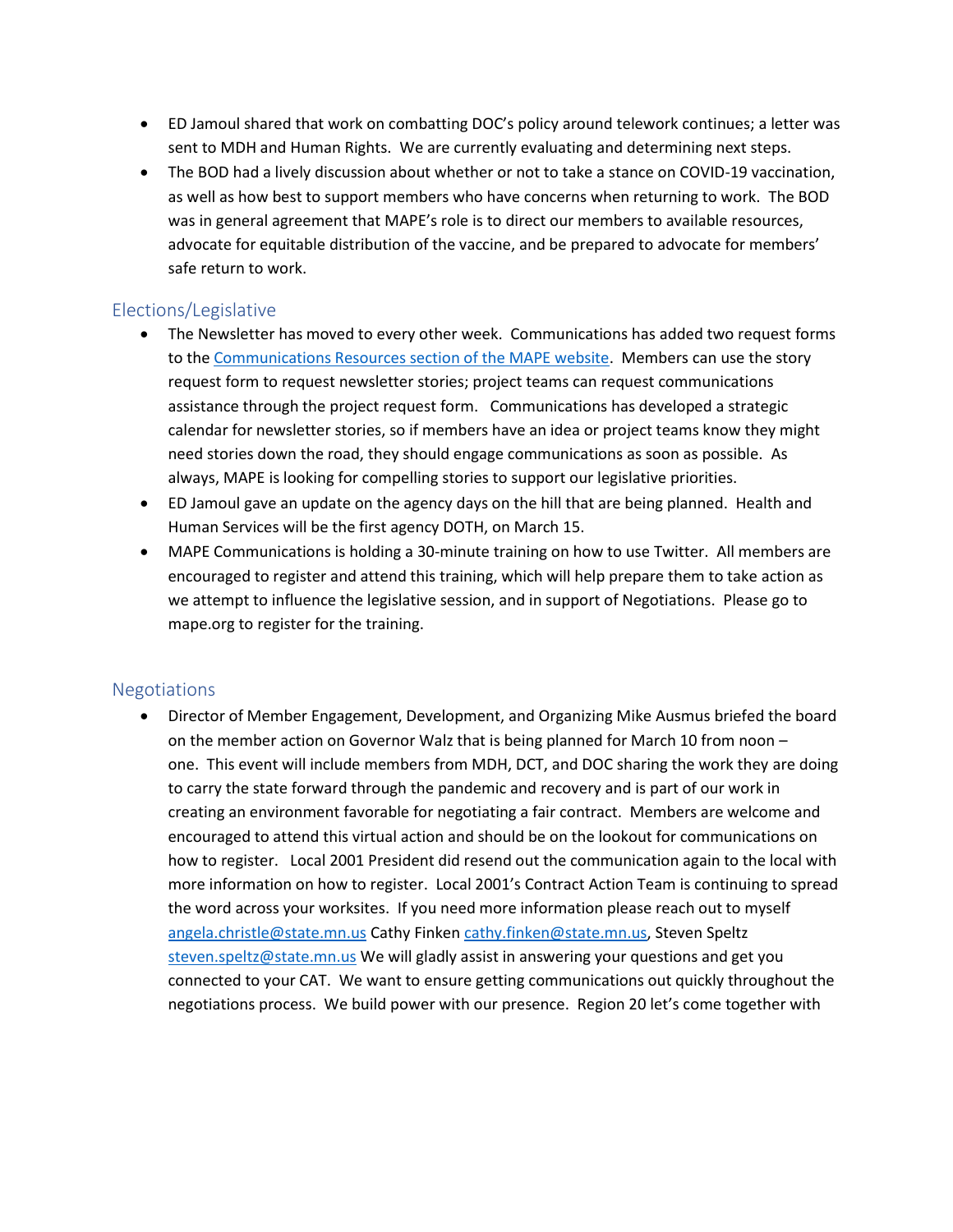- ED Jamoul shared that work on combatting DOC's policy around telework continues; a letter was sent to MDH and Human Rights. We are currently evaluating and determining next steps.
- The BOD had a lively discussion about whether or not to take a stance on COVID-19 vaccination, as well as how best to support members who have concerns when returning to work. The BOD was in general agreement that MAPE's role is to direct our members to available resources, advocate for equitable distribution of the vaccine, and be prepared to advocate for members' safe return to work.

## Elections/Legislative

- The Newsletter has moved to every other week. Communications has added two request forms to the [Communications Resources section of the MAPE website](). Members can use the story request form to request newsletter stories; project teams can request communications assistance through the project request form. Communications has developed a strategic calendar for newsletter stories, so if members have an idea or project teams know they might need stories down the road, they should engage communications as soon as possible. As always, MAPE is looking for compelling stories to support our legislative priorities.
- ED Jamoul gave an update on the agency days on the hill that are being planned. Health and Human Services will be the first agency DOTH, on March 15.
- MAPE Communications is holding a 30-minute training on how to use Twitter. All members are encouraged to register and attend this training, which will help prepare them to take action as we attempt to influence the legislative session, and in support of Negotiations. Please go to mape.org to register for the training.

## Negotiations

- Director of Member Engagement, Development, and Organizing Mike Ausmus briefed the board on the member action on Governor Walz that is being planned for March 10 from noon – one. This event will include members from MDH, DCT, and DOC sharing the work they are doing to carry the state forward through the pandemic and recovery and is part of our work in creating an environment favorable for negotiating a fair contract. Members are welcome and encouraged to attend this virtual action and should be on the lookout for communications on how to register. Local 2001 President did resend out the communication again to the local with more information on how to register. Local 2001's Contract Action Team is continuing to spread the word across your worksites. If you need more information please reach out to myself angela.christle@state.mn.us Cathy Finken cathy.finken@state.mn.us, Steven Speltz steven.speltz@state.mn.us We will gladly assist in answering your questions and get you connected to your CAT. We want to ensure getting communications out quickly throughout the negotiations process. We build power with our presence. Region 20 let's come together with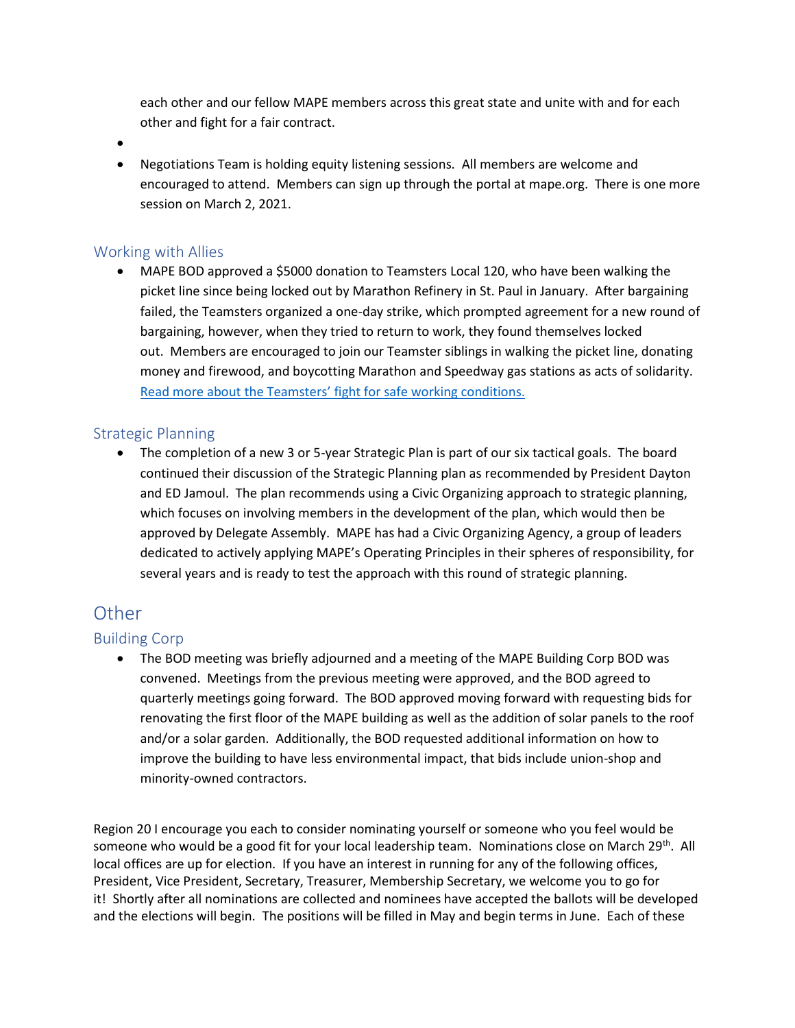each other and our fellow MAPE members across this great state and unite with and for each other and fight for a fair contract.

- 
- Negotiations Team is holding equity listening sessions. All members are welcome and encouraged to attend. Members can sign up through the portal at mape.org. There is one more session on March 2, 2021.

### Working with Allies

- MAPE BOD approved a $5000 donation to Teamsters Local 120, who have been walking the picket line since being locked out by Marathon Refinery in St. Paul in January. After bargaining failed, the Teamsters organized a one-day strike, which prompted agreement for a new round of bargaining, however, when they tried to return to work, they found themselves locked out. Members are encouraged to join our Teamster siblings in walking the picket line, donating money and firewood, and boycotting Marathon and Speedway gas stations as acts of solidarity. [Read more about the Teamsters' fight for safe working conditions.]

### Strategic Planning

- The completion of a new 3 or 5-year Strategic Plan is part of our six tactical goals. The board continued their discussion of the Strategic Planning plan as recommended by President Dayton and ED Jamoul. The plan recommends using a Civic Organizing approach to strategic planning, which focuses on involving members in the development of the plan, which would then be approved by Delegate Assembly. MAPE has had a Civic Organizing Agency, a group of leaders dedicated to actively applying MAPE's Operating Principles in their spheres of responsibility, for several years and is ready to test the approach with this round of strategic planning.

## Other

### Building Corp

- The BOD meeting was briefly adjourned and a meeting of the MAPE Building Corp BOD was convened. Meetings from the previous meeting were approved, and the BOD agreed to quarterly meetings going forward. The BOD approved moving forward with requesting bids for renovating the first floor of the MAPE building as well as the addition of solar panels to the roof and/or a solar garden. Additionally, the BOD requested additional information on how to improve the building to have less environmental impact, that bids include union-shop and minority-owned contractors.

Region 20 I encourage you each to consider nominating yourself or someone who you feel would be someone who would be a good fit for your local leadership team. Nominations close on March 29th. All local offices are up for election. If you have an interest in running for any of the following offices, President, Vice President, Secretary, Treasurer, Membership Secretary, we welcome you to go for it! Shortly after all nominations are collected and nominees have accepted the ballots will be developed and the elections will begin. The positions will be filled in May and begin terms in June. Each of these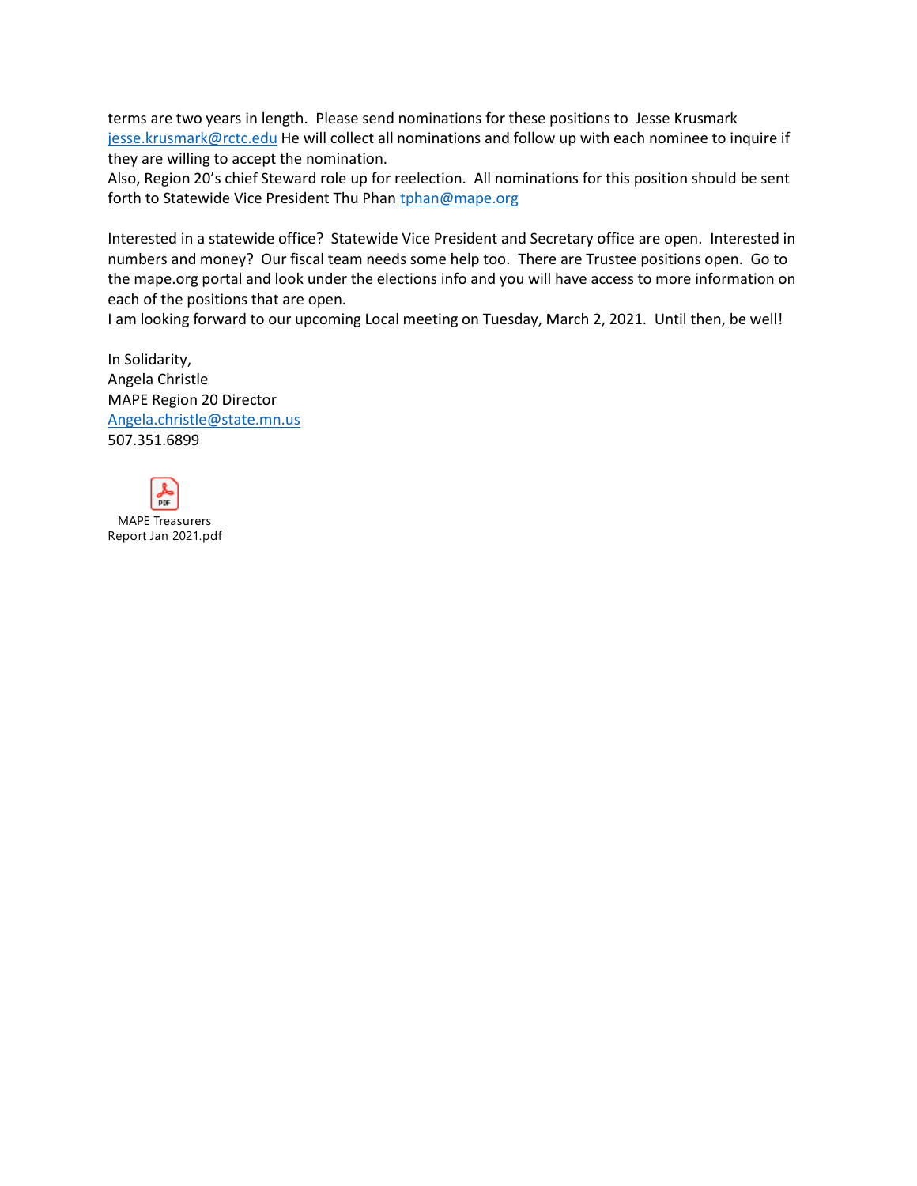terms are two years in length. Please send nominations for these positions to Jesse Krusmark jesse.krusmark@rctc.edu He will collect all nominations and follow up with each nominee to inquire if they are willing to accept the nomination.
Also, Region 20's chief Steward role up for reelection. All nominations for this position should be sent forth to Statewide Vice President Thu Phan tphan@mape.org

Interested in a statewide office? Statewide Vice President and Secretary office are open. Interested in numbers and money? Our fiscal team needs some help too. There are Trustee positions open. Go to the mape.org portal and look under the elections info and you will have access to more information on each of the positions that are open.
I am looking forward to our upcoming Local meeting on Tuesday, March 2, 2021. Until then, be well!

In Solidarity,
Angela Christle
MAPE Region 20 Director
Angela.christle@state.mn.us
507.351.6899

MAPE Treasurers Report Jan 2021.pdf